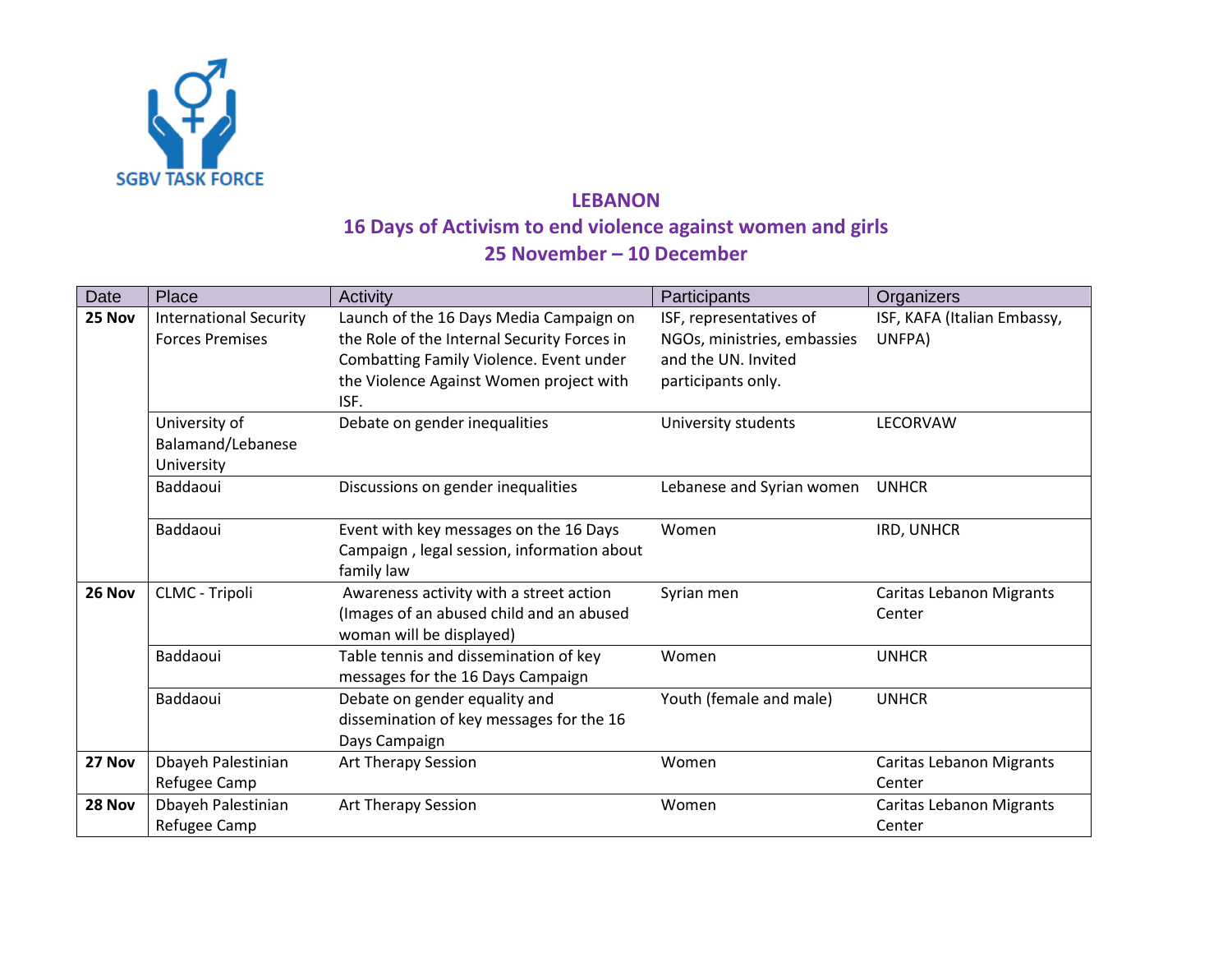SGBV TASK FORCE

# LEBANON

## 16 Days of Activism to end violence against women and girls

## 25 November – 10 December

| Date | Place | Activity | Participants | Organizers |
|---|---|---|---|---|
| **25 Nov** | International Security Forces Premises | Launch of the 16 Days Media Campaign on the Role of the Internal Security Forces in Combatting Family Violence. Event under the Violence Against Women project with ISF. | ISF, representatives of NGOs, ministries, embassies and the UN. Invited participants only. | ISF, KAFA (Italian Embassy, UNFPA) |
| | University of Balamand/Lebanese University | Debate on gender inequalities | University students | LECORVAW |
| | Baddaoui | Discussions on gender inequalities | Lebanese and Syrian women | UNHCR |
| | Baddaoui | Event with key messages on the 16 Days Campaign , legal session, information about family law | Women | IRD, UNHCR |
| **26 Nov** | CLMC - Tripoli | Awareness activity with a street action (Images of an abused child and an abused woman will be displayed) | Syrian men | Caritas Lebanon Migrants Center |
| | Baddaoui | Table tennis and dissemination of key messages for the 16 Days Campaign | Women | UNHCR |
| | Baddaoui | Debate on gender equality and dissemination of key messages for the 16 Days Campaign | Youth (female and male) | UNHCR |
| **27 Nov** | Dbayeh Palestinian Refugee Camp | Art Therapy Session | Women | Caritas Lebanon Migrants Center |
| **28 Nov** | Dbayeh Palestinian Refugee Camp | Art Therapy Session | Women | Caritas Lebanon Migrants Center |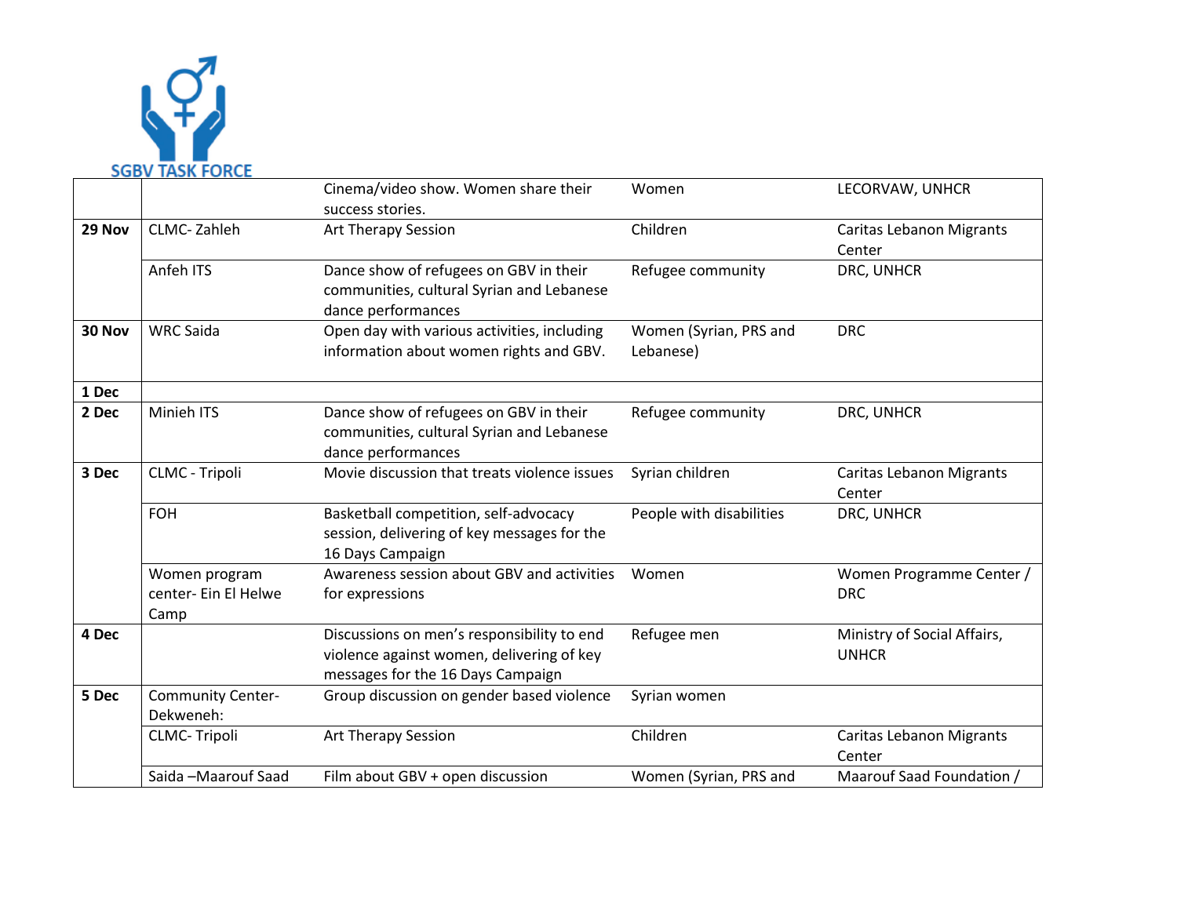SGBV TASK FORCE

| | | | | |
|---|---|---|---|---|
| | | Cinema/video show. Women share their success stories. | Women | LECORVAW, UNHCR |
| **29 Nov** | CLMC- Zahleh | Art Therapy Session | Children | Caritas Lebanon Migrants Center |
| | Anfeh ITS | Dance show of refugees on GBV in their communities, cultural Syrian and Lebanese dance performances | Refugee community | DRC, UNHCR |
| **30 Nov** | WRC Saida | Open day with various activities, including information about women rights and GBV. | Women (Syrian, PRS and Lebanese) | DRC |
| **1 Dec** | | | | |
| **2 Dec** | Minieh ITS | Dance show of refugees on GBV in their communities, cultural Syrian and Lebanese dance performances | Refugee community | DRC, UNHCR |
| **3 Dec** | CLMC - Tripoli | Movie discussion that treats violence issues | Syrian children | Caritas Lebanon Migrants Center |
| | FOH | Basketball competition, self-advocacy session, delivering of key messages for the 16 Days Campaign | People with disabilities | DRC, UNHCR |
| | Women program center- Ein El Helwe Camp | Awareness session about GBV and activities for expressions | Women | Women Programme Center / DRC |
| **4 Dec** | | Discussions on men's responsibility to end violence against women, delivering of key messages for the 16 Days Campaign | Refugee men | Ministry of Social Affairs, UNHCR |
| **5 Dec** | Community Center- Dekweneh: | Group discussion on gender based violence | Syrian women | |
| | CLMC- Tripoli | Art Therapy Session | Children | Caritas Lebanon Migrants Center |
| | Saida –Maarouf Saad | Film about GBV + open discussion | Women (Syrian, PRS and | Maarouf Saad Foundation / |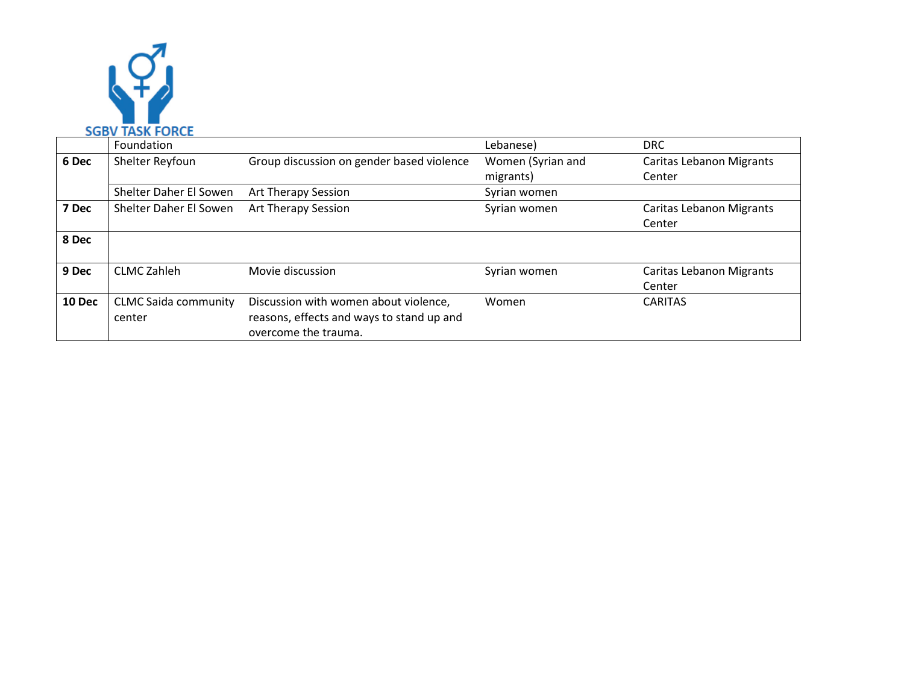SGBV TASK FORCE

| | | | | |
|---|---|---|---|---|
| | Foundation | | Lebanese) | DRC |
| **6 Dec** | Shelter Reyfoun | Group discussion on gender based violence | Women (Syrian and migrants) | Caritas Lebanon Migrants Center |
| | Shelter Daher El Sowen | Art Therapy Session | Syrian women | |
| **7 Dec** | Shelter Daher El Sowen | Art Therapy Session | Syrian women | Caritas Lebanon Migrants Center |
| **8 Dec** | | | | |
| **9 Dec** | CLMC Zahleh | Movie discussion | Syrian women | Caritas Lebanon Migrants Center |
| **10 Dec** | CLMC Saida community center | Discussion with women about violence, reasons, effects and ways to stand up and overcome the trauma. | Women | CARITAS |